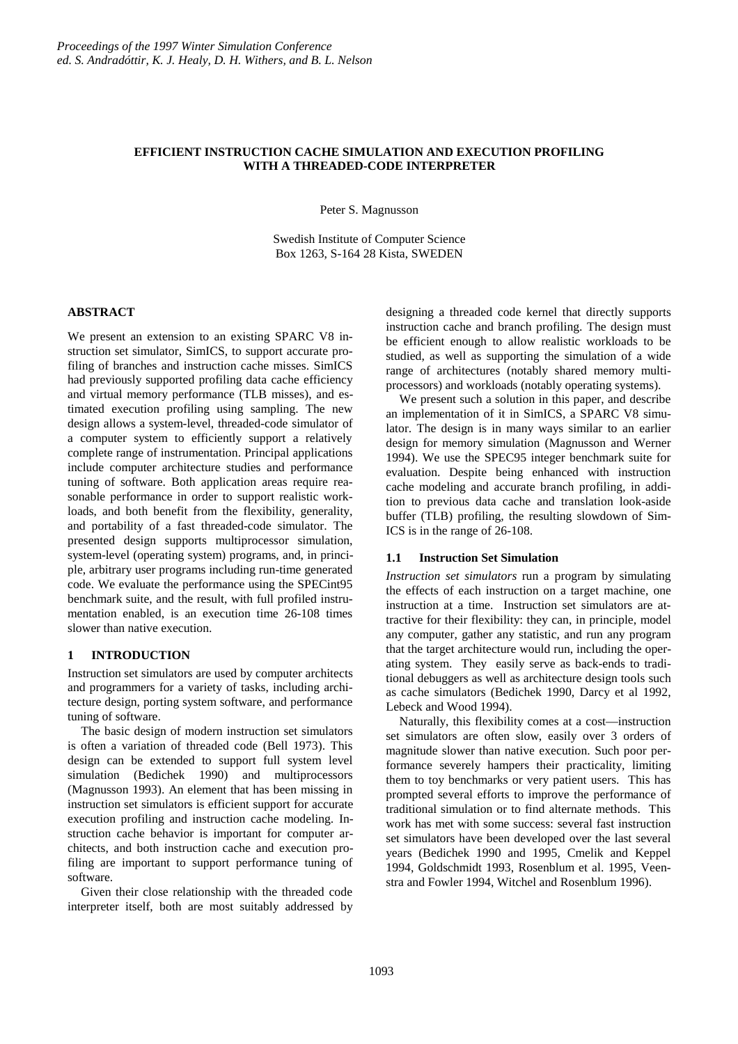*Proceedings of the 1997 Winter Simulation Conference*
*ed. S. Andradóttir, K. J. Healy, D. H. Withers, and B. L. Nelson*

# EFFICIENT INSTRUCTION CACHE SIMULATION AND EXECUTION PROFILING WITH A THREADED-CODE INTERPRETER

Peter S. Magnusson

Swedish Institute of Computer Science
Box 1263, S-164 28 Kista, SWEDEN

## ABSTRACT

We present an extension to an existing SPARC V8 instruction set simulator, SimICS, to support accurate profiling of branches and instruction cache misses. SimICS had previously supported profiling data cache efficiency and virtual memory performance (TLB misses), and estimated execution profiling using sampling. The new design allows a system-level, threaded-code simulator of a computer system to efficiently support a relatively complete range of instrumentation. Principal applications include computer architecture studies and performance tuning of software. Both application areas require reasonable performance in order to support realistic workloads, and both benefit from the flexibility, generality, and portability of a fast threaded-code simulator. The presented design supports multiprocessor simulation, system-level (operating system) programs, and, in principle, arbitrary user programs including run-time generated code. We evaluate the performance using the SPECint95 benchmark suite, and the result, with full profiled instrumentation enabled, is an execution time 26-108 times slower than native execution.

## 1 INTRODUCTION

Instruction set simulators are used by computer architects and programmers for a variety of tasks, including architecture design, porting system software, and performance tuning of software.

The basic design of modern instruction set simulators is often a variation of threaded code (Bell 1973). This design can be extended to support full system level simulation (Bedichek 1990) and multiprocessors (Magnusson 1993). An element that has been missing in instruction set simulators is efficient support for accurate execution profiling and instruction cache modeling. Instruction cache behavior is important for computer architects, and both instruction cache and execution profiling are important to support performance tuning of software.

Given their close relationship with the threaded code interpreter itself, both are most suitably addressed by designing a threaded code kernel that directly supports instruction cache and branch profiling. The design must be efficient enough to allow realistic workloads to be studied, as well as supporting the simulation of a wide range of architectures (notably shared memory multiprocessors) and workloads (notably operating systems).

We present such a solution in this paper, and describe an implementation of it in SimICS, a SPARC V8 simulator. The design is in many ways similar to an earlier design for memory simulation (Magnusson and Werner 1994). We use the SPEC95 integer benchmark suite for evaluation. Despite being enhanced with instruction cache modeling and accurate branch profiling, in addition to previous data cache and translation look-aside buffer (TLB) profiling, the resulting slowdown of SimICS is in the range of 26-108.

### 1.1 Instruction Set Simulation

*Instruction set simulators* run a program by simulating the effects of each instruction on a target machine, one instruction at a time. Instruction set simulators are attractive for their flexibility: they can, in principle, model any computer, gather any statistic, and run any program that the target architecture would run, including the operating system. They easily serve as back-ends to traditional debuggers as well as architecture design tools such as cache simulators (Bedichek 1990, Darcy et al 1992, Lebeck and Wood 1994).

Naturally, this flexibility comes at a cost—instruction set simulators are often slow, easily over 3 orders of magnitude slower than native execution. Such poor performance severely hampers their practicality, limiting them to toy benchmarks or very patient users. This has prompted several efforts to improve the performance of traditional simulation or to find alternate methods. This work has met with some success: several fast instruction set simulators have been developed over the last several years (Bedichek 1990 and 1995, Cmelik and Keppel 1994, Goldschmidt 1993, Rosenblum et al. 1995, Veenstra and Fowler 1994, Witchel and Rosenblum 1996).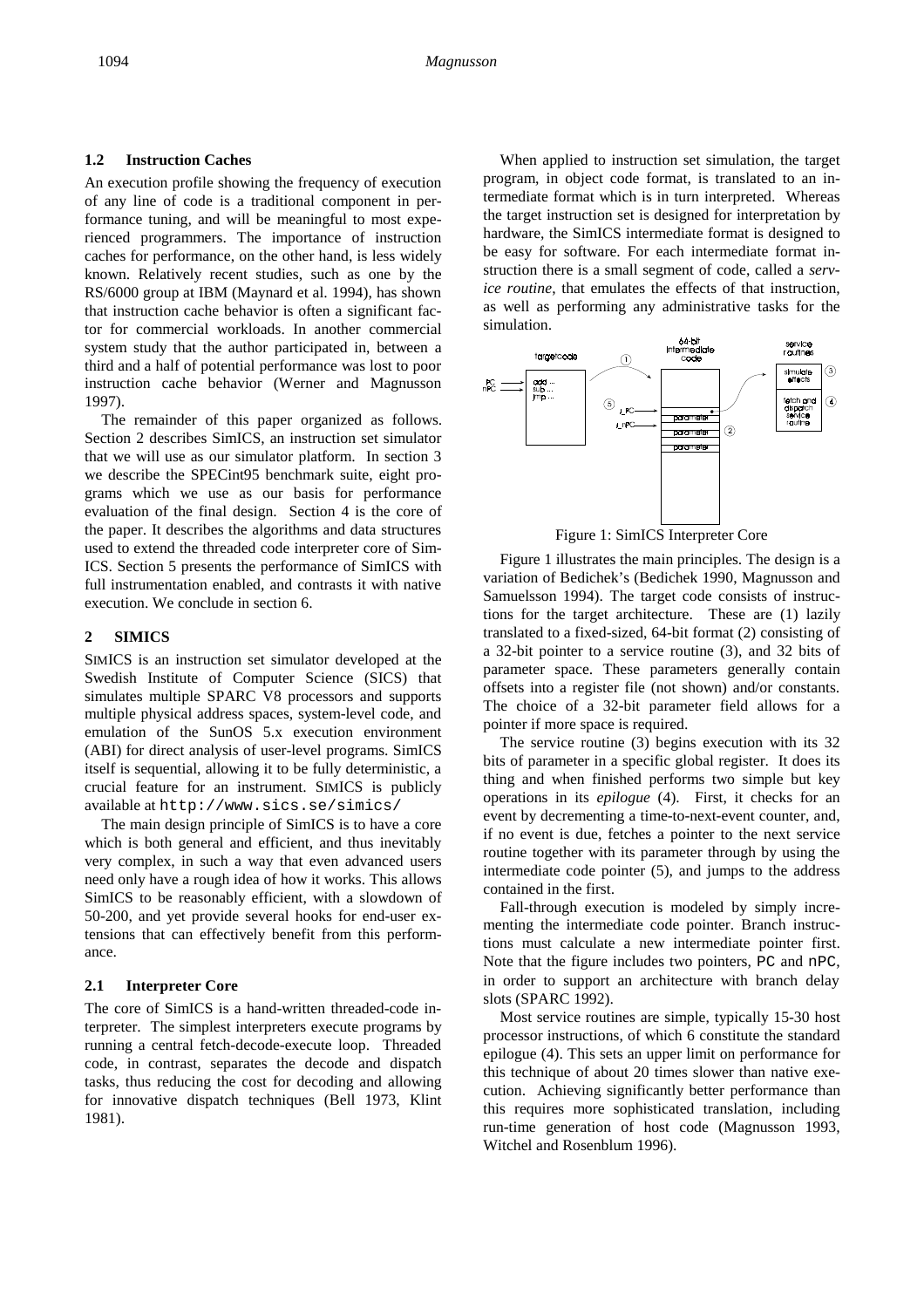### 1.2 Instruction Caches

An execution profile showing the frequency of execution of any line of code is a traditional component in performance tuning, and will be meaningful to most experienced programmers. The importance of instruction caches for performance, on the other hand, is less widely known. Relatively recent studies, such as one by the RS/6000 group at IBM (Maynard et al. 1994), has shown that instruction cache behavior is often a significant factor for commercial workloads. In another commercial system study that the author participated in, between a third and a half of potential performance was lost to poor instruction cache behavior (Werner and Magnusson 1997).

The remainder of this paper organized as follows. Section 2 describes SimICS, an instruction set simulator that we will use as our simulator platform. In section 3 we describe the SPECint95 benchmark suite, eight programs which we use as our basis for performance evaluation of the final design. Section 4 is the core of the paper. It describes the algorithms and data structures used to extend the threaded code interpreter core of SimICS. Section 5 presents the performance of SimICS with full instrumentation enabled, and contrasts it with native execution. We conclude in section 6.

## 2 SIMICS

SIMICS is an instruction set simulator developed at the Swedish Institute of Computer Science (SICS) that simulates multiple SPARC V8 processors and supports multiple physical address spaces, system-level code, and emulation of the SunOS 5.x execution environment (ABI) for direct analysis of user-level programs. SimICS itself is sequential, allowing it to be fully deterministic, a crucial feature for an instrument. SIMICS is publicly available at `http://www.sics.se/simics/`

The main design principle of SimICS is to have a core which is both general and efficient, and thus inevitably very complex, in such a way that even advanced users need only have a rough idea of how it works. This allows SimICS to be reasonably efficient, with a slowdown of 50-200, and yet provide several hooks for end-user extensions that can effectively benefit from this performance.

### 2.1 Interpreter Core

The core of SimICS is a hand-written threaded-code interpreter. The simplest interpreters execute programs by running a central fetch-decode-execute loop. Threaded code, in contrast, separates the decode and dispatch tasks, thus reducing the cost for decoding and allowing for innovative dispatch techniques (Bell 1973, Klint 1981).

When applied to instruction set simulation, the target program, in object code format, is translated to an intermediate format which is in turn interpreted. Whereas the target instruction set is designed for interpretation by hardware, the SimICS intermediate format is designed to be easy for software. For each intermediate format instruction there is a small segment of code, called a *service routine*, that emulates the effects of that instruction, as well as performing any administrative tasks for the simulation.

Figure 1: SimICS Interpreter Core

Figure 1 illustrates the main principles. The design is a variation of Bedichek's (Bedichek 1990, Magnusson and Samuelsson 1994). The target code consists of instructions for the target architecture. These are (1) lazily translated to a fixed-sized, 64-bit format (2) consisting of a 32-bit pointer to a service routine (3), and 32 bits of parameter space. These parameters generally contain offsets into a register file (not shown) and/or constants. The choice of a 32-bit parameter field allows for a pointer if more space is required.

The service routine (3) begins execution with its 32 bits of parameter in a specific global register. It does its thing and when finished performs two simple but key operations in its *epilogue* (4). First, it checks for an event by decrementing a time-to-next-event counter, and, if no event is due, fetches a pointer to the next service routine together with its parameter through by using the intermediate code pointer (5), and jumps to the address contained in the first.

Fall-through execution is modeled by simply incrementing the intermediate code pointer. Branch instructions must calculate a new intermediate pointer first. Note that the figure includes two pointers, PC and nPC, in order to support an architecture with branch delay slots (SPARC 1992).

Most service routines are simple, typically 15-30 host processor instructions, of which 6 constitute the standard epilogue (4). This sets an upper limit on performance for this technique of about 20 times slower than native execution. Achieving significantly better performance than this requires more sophisticated translation, including run-time generation of host code (Magnusson 1993, Witchel and Rosenblum 1996).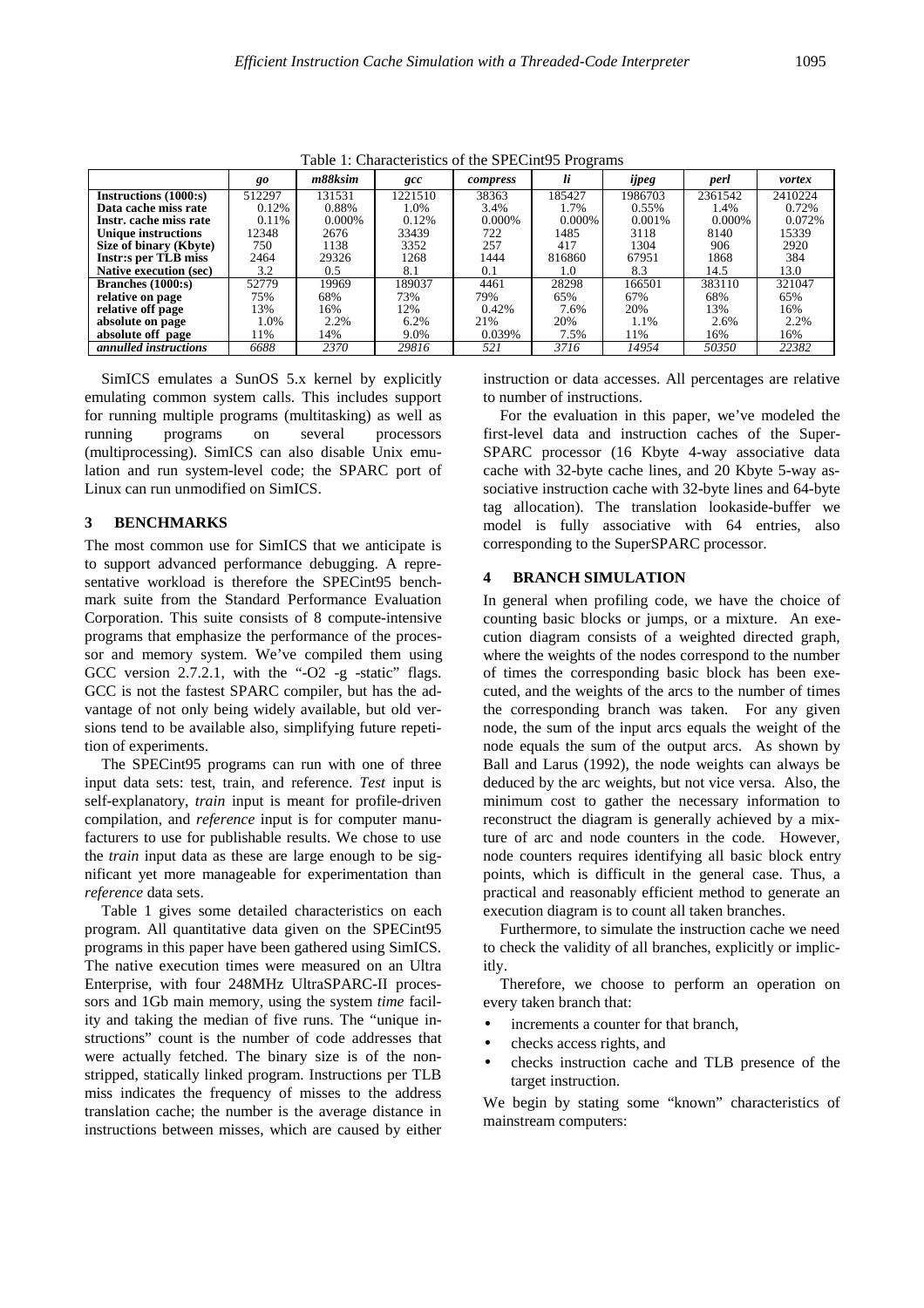Table 1: Characteristics of the SPECint95 Programs

| | *go* | *m88ksim* | *gcc* | *compress* | *li* | *ijpeg* | *perl* | *vortex* |
|---|---|---|---|---|---|---|---|---|
| **Instructions (1000:s)** | 512297 | 131531 | 1221510 | 38363 | 185427 | 1986703 | 2361542 | 2410224 |
| **Data cache miss rate** | 0.12% | 0.88% | 1.0% | 3.4% | 1.7% | 0.55% | 1.4% | 0.72% |
| **Instr. cache miss rate** | 0.11% | 0.000% | 0.12% | 0.000% | 0.000% | 0.001% | 0.000% | 0.072% |
| **Unique instructions** | 12348 | 2676 | 33439 | 722 | 1485 | 3118 | 8140 | 15339 |
| **Size of binary (Kbyte)** | 750 | 1138 | 3352 | 257 | 417 | 1304 | 906 | 2920 |
| **Instr:s per TLB miss** | 2464 | 29326 | 1268 | 1444 | 816860 | 67951 | 1868 | 384 |
| **Native execution (sec)** | 3.2 | 0.5 | 8.1 | 0.1 | 1.0 | 8.3 | 14.5 | 13.0 |
| **Branches (1000:s)** | 52779 | 19969 | 189037 | 4461 | 28298 | 166501 | 383110 | 321047 |
| **relative on page** | 75% | 68% | 73% | 79% | 65% | 67% | 68% | 65% |
| **relative off page** | 13% | 16% | 12% | 0.42% | 7.6% | 20% | 13% | 16% |
| **absolute on page** | 1.0% | 2.2% | 6.2% | 21% | 20% | 1.1% | 2.6% | 2.2% |
| **absolute off page** | 11% | 14% | 9.0% | 0.039% | 7.5% | 11% | 16% | 16% |
| ***annulled instructions*** | *6688* | *2370* | *29816* | *521* | *3716* | *14954* | *50350* | *22382* |

SimICS emulates a SunOS 5.x kernel by explicitly emulating common system calls. This includes support for running multiple programs (multitasking) as well as running programs on several processors (multiprocessing). SimICS can also disable Unix emulation and run system-level code; the SPARC port of Linux can run unmodified on SimICS.

## 3 BENCHMARKS

The most common use for SimICS that we anticipate is to support advanced performance debugging. A representative workload is therefore the SPECint95 benchmark suite from the Standard Performance Evaluation Corporation. This suite consists of 8 compute-intensive programs that emphasize the performance of the processor and memory system. We've compiled them using GCC version 2.7.2.1, with the "-O2 -g -static" flags. GCC is not the fastest SPARC compiler, but has the advantage of not only being widely available, but old versions tend to be available also, simplifying future repetition of experiments.

The SPECint95 programs can run with one of three input data sets: test, train, and reference. *Test* input is self-explanatory, *train* input is meant for profile-driven compilation, and *reference* input is for computer manufacturers to use for publishable results. We chose to use the *train* input data as these are large enough to be significant yet more manageable for experimentation than *reference* data sets.

Table 1 gives some detailed characteristics on each program. All quantitative data given on the SPECint95 programs in this paper have been gathered using SimICS. The native execution times were measured on an Ultra Enterprise, with four 248MHz UltraSPARC-II processors and 1Gb main memory, using the system *time* facility and taking the median of five runs. The "unique instructions" count is the number of code addresses that were actually fetched. The binary size is of the non-stripped, statically linked program. Instructions per TLB miss indicates the frequency of misses to the address translation cache; the number is the average distance in instructions between misses, which are caused by either instruction or data accesses. All percentages are relative to number of instructions.

For the evaluation in this paper, we've modeled the first-level data and instruction caches of the SuperSPARC processor (16 Kbyte 4-way associative data cache with 32-byte cache lines, and 20 Kbyte 5-way associative instruction cache with 32-byte lines and 64-byte tag allocation). The translation lookaside-buffer we model is fully associative with 64 entries, also corresponding to the SuperSPARC processor.

## 4 BRANCH SIMULATION

In general when profiling code, we have the choice of counting basic blocks or jumps, or a mixture. An execution diagram consists of a weighted directed graph, where the weights of the nodes correspond to the number of times the corresponding basic block has been executed, and the weights of the arcs to the number of times the corresponding branch was taken. For any given node, the sum of the input arcs equals the weight of the node equals the sum of the output arcs. As shown by Ball and Larus (1992), the node weights can always be deduced by the arc weights, but not vice versa. Also, the minimum cost to gather the necessary information to reconstruct the diagram is generally achieved by a mixture of arc and node counters in the code. However, node counters requires identifying all basic block entry points, which is difficult in the general case. Thus, a practical and reasonably efficient method to generate an execution diagram is to count all taken branches.

Furthermore, to simulate the instruction cache we need to check the validity of all branches, explicitly or implicitly.

Therefore, we choose to perform an operation on every taken branch that:

- increments a counter for that branch,
- checks access rights, and
- checks instruction cache and TLB presence of the target instruction.

We begin by stating some "known" characteristics of mainstream computers: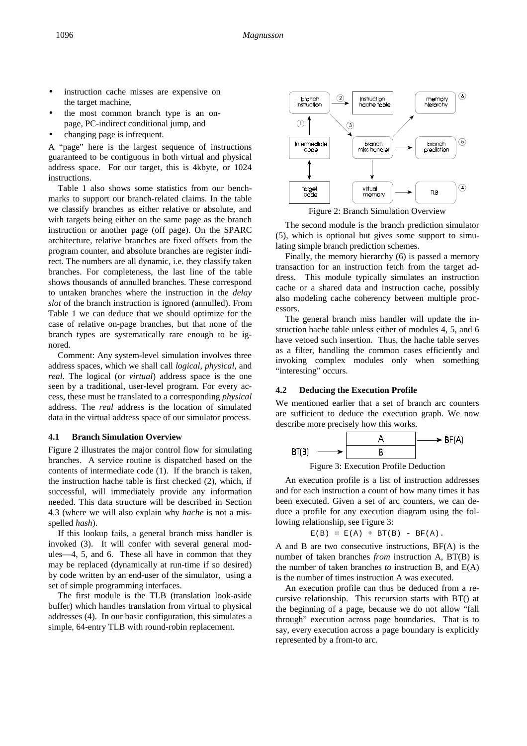- instruction cache misses are expensive on the target machine,
- the most common branch type is an on-page, PC-indirect conditional jump, and
- changing page is infrequent.

A "page" here is the largest sequence of instructions guaranteed to be contiguous in both virtual and physical address space. For our target, this is 4kbyte, or 1024 instructions.

Table 1 also shows some statistics from our benchmarks to support our branch-related claims. In the table we classify branches as either relative or absolute, and with targets being either on the same page as the branch instruction or another page (off page). On the SPARC architecture, relative branches are fixed offsets from the program counter, and absolute branches are register indirect. The numbers are all dynamic, i.e. they classify taken branches. For completeness, the last line of the table shows thousands of annulled branches. These correspond to untaken branches where the instruction in the *delay slot* of the branch instruction is ignored (annulled). From Table 1 we can deduce that we should optimize for the case of relative on-page branches, but that none of the branch types are systematically rare enough to be ignored.

Comment: Any system-level simulation involves three address spaces, which we shall call *logical*, *physical*, and *real*. The logical (or *virtual*) address space is the one seen by a traditional, user-level program. For every access, these must be translated to a corresponding *physical* address. The *real* address is the location of simulated data in the virtual address space of our simulator process.

### 4.1 Branch Simulation Overview

Figure 2 illustrates the major control flow for simulating branches. A service routine is dispatched based on the contents of intermediate code (1). If the branch is taken, the instruction hache table is first checked (2), which, if successful, will immediately provide any information needed. This data structure will be described in Section 4.3 (where we will also explain why *hache* is not a misspelled *hash*).

If this lookup fails, a general branch miss handler is invoked (3). It will confer with several general modules—4, 5, and 6. These all have in common that they may be replaced (dynamically at run-time if so desired) by code written by an end-user of the simulator, using a set of simple programming interfaces.

The first module is the TLB (translation look-aside buffer) which handles translation from virtual to physical addresses (4). In our basic configuration, this simulates a simple, 64-entry TLB with round-robin replacement.

Figure 2: Branch Simulation Overview

The second module is the branch prediction simulator (5), which is optional but gives some support to simulating simple branch prediction schemes.

Finally, the memory hierarchy (6) is passed a memory transaction for an instruction fetch from the target address. This module typically simulates an instruction cache or a shared data and instruction cache, possibly also modeling cache coherency between multiple processors.

The general branch miss handler will update the instruction hache table unless either of modules 4, 5, and 6 have vetoed such insertion. Thus, the hache table serves as a filter, handling the common cases efficiently and invoking complex modules only when something "interesting" occurs.

### 4.2 Deducing the Execution Profile

We mentioned earlier that a set of branch arc counters are sufficient to deduce the execution graph. We now describe more precisely how this works.

Figure 3: Execution Profile Deduction

An execution profile is a list of instruction addresses and for each instruction a count of how many times it has been executed. Given a set of arc counters, we can deduce a profile for any execution diagram using the following relationship, see Figure 3:

$$E(B) = E(A) + BT(B) - BF(A).$$

A and B are two consecutive instructions, BF(A) is the number of taken branches *from* instruction A, BT(B) is the number of taken branches *to* instruction B, and E(A) is the number of times instruction A was executed.

An execution profile can thus be deduced from a recursive relationship. This recursion starts with BT() at the beginning of a page, because we do not allow "fall through" execution across page boundaries. That is to say, every execution across a page boundary is explicitly represented by a from-to arc.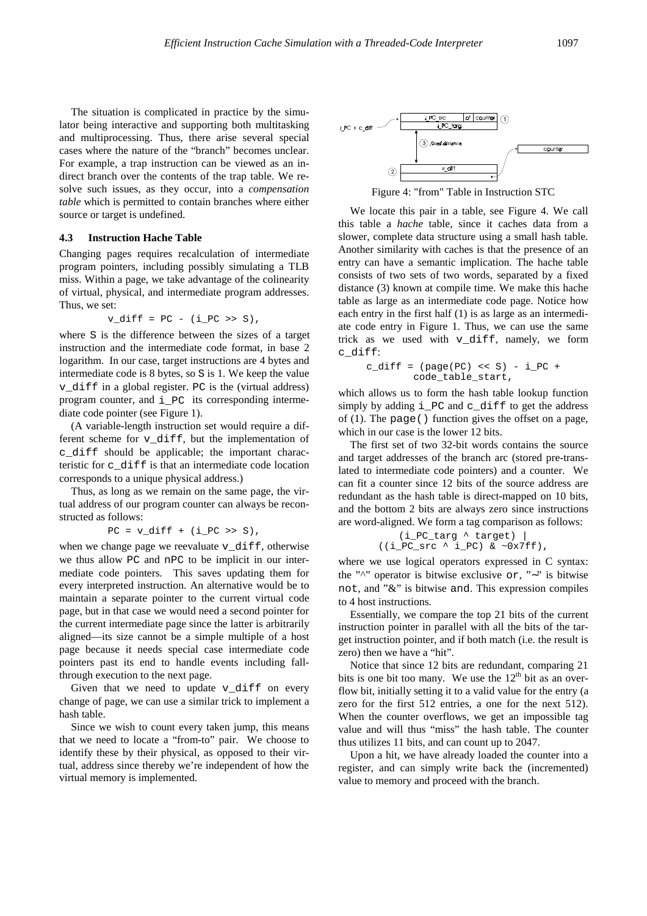The situation is complicated in practice by the simulator being interactive and supporting both multitasking and multiprocessing. Thus, there arise several special cases where the nature of the "branch" becomes unclear. For example, a trap instruction can be viewed as an indirect branch over the contents of the trap table. We resolve such issues, as they occur, into a *compensation table* which is permitted to contain branches where either source or target is undefined.

### 4.3 Instruction Hache Table

Changing pages requires recalculation of intermediate program pointers, including possibly simulating a TLB miss. Within a page, we take advantage of the colinearity of virtual, physical, and intermediate program addresses. Thus, we set:

```
v_diff = PC - (i_PC >> S),
```

where S is the difference between the sizes of a target instruction and the intermediate code format, in base 2 logarithm. In our case, target instructions are 4 bytes and intermediate code is 8 bytes, so S is 1. We keep the value `v_diff` in a global register. `PC` is the (virtual address) program counter, and `i_PC` its corresponding intermediate code pointer (see Figure 1).

(A variable-length instruction set would require a different scheme for `v_diff`, but the implementation of `c_diff` should be applicable; the important characteristic for `c_diff` is that an intermediate code location corresponds to a unique physical address.)

Thus, as long as we remain on the same page, the virtual address of our program counter can always be reconstructed as follows:

```
PC = v_diff + (i_PC >> S),
```

when we change page we reevaluate `v_diff`, otherwise we thus allow `PC` and `nPC` to be implicit in our intermediate code pointers. This saves updating them for every interpreted instruction. An alternative would be to maintain a separate pointer to the current virtual code page, but in that case we would need a second pointer for the current intermediate page since the latter is arbitrarily aligned—its size cannot be a simple multiple of a host page because it needs special case intermediate code pointers past its end to handle events including fall-through execution to the next page.

Given that we need to update `v_diff` on every change of page, we can use a similar trick to implement a hash table.

Since we wish to count every taken jump, this means that we need to locate a "from-to" pair. We choose to identify these by their physical, as opposed to their virtual, address since thereby we're independent of how the virtual memory is implemented.

Figure 4: "from" Table in Instruction STC

We locate this pair in a table, see Figure 4. We call this table a *hache* table, since it caches data from a slower, complete data structure using a small hash table. Another similarity with caches is that the presence of an entry can have a semantic implication. The hache table consists of two sets of two words, separated by a fixed distance (3) known at compile time. We make this hache table as large as an intermediate code page. Notice how each entry in the first half (1) is as large as an intermediate code entry in Figure 1. Thus, we can use the same trick as we used with `v_diff`, namely, we form `c_diff`:

```
c_diff = (page(PC) << S) - i_PC +
         code_table_start,
```

which allows us to form the hash table lookup function simply by adding `i_PC` and `c_diff` to get the address of (1). The `page()` function gives the offset on a page, which in our case is the lower 12 bits.

The first set of two 32-bit words contains the source and target addresses of the branch arc (stored pre-translated to intermediate code pointers) and a counter. We can fit a counter since 12 bits of the source address are redundant as the hash table is direct-mapped on 10 bits, and the bottom 2 bits are always zero since instructions are word-aligned. We form a tag comparison as follows:

```
(i_PC_targ ^ target) |
((i_PC_src ^ i_PC) & ~0x7ff),
```

where we use logical operators expressed in C syntax: the "^" operator is bitwise exclusive `or`, "~" is bitwise `not`, and "&" is bitwise `and`. This expression compiles to 4 host instructions.

Essentially, we compare the top 21 bits of the current instruction pointer in parallel with all the bits of the target instruction pointer, and if both match (i.e. the result is zero) then we have a "hit".

Notice that since 12 bits are redundant, comparing 21 bits is one bit too many. We use the 12th bit as an overflow bit, initially setting it to a valid value for the entry (a zero for the first 512 entries, a one for the next 512). When the counter overflows, we get an impossible tag value and will thus "miss" the hash table. The counter thus utilizes 11 bits, and can count up to 2047.

Upon a hit, we have already loaded the counter into a register, and can simply write back the (incremented) value to memory and proceed with the branch.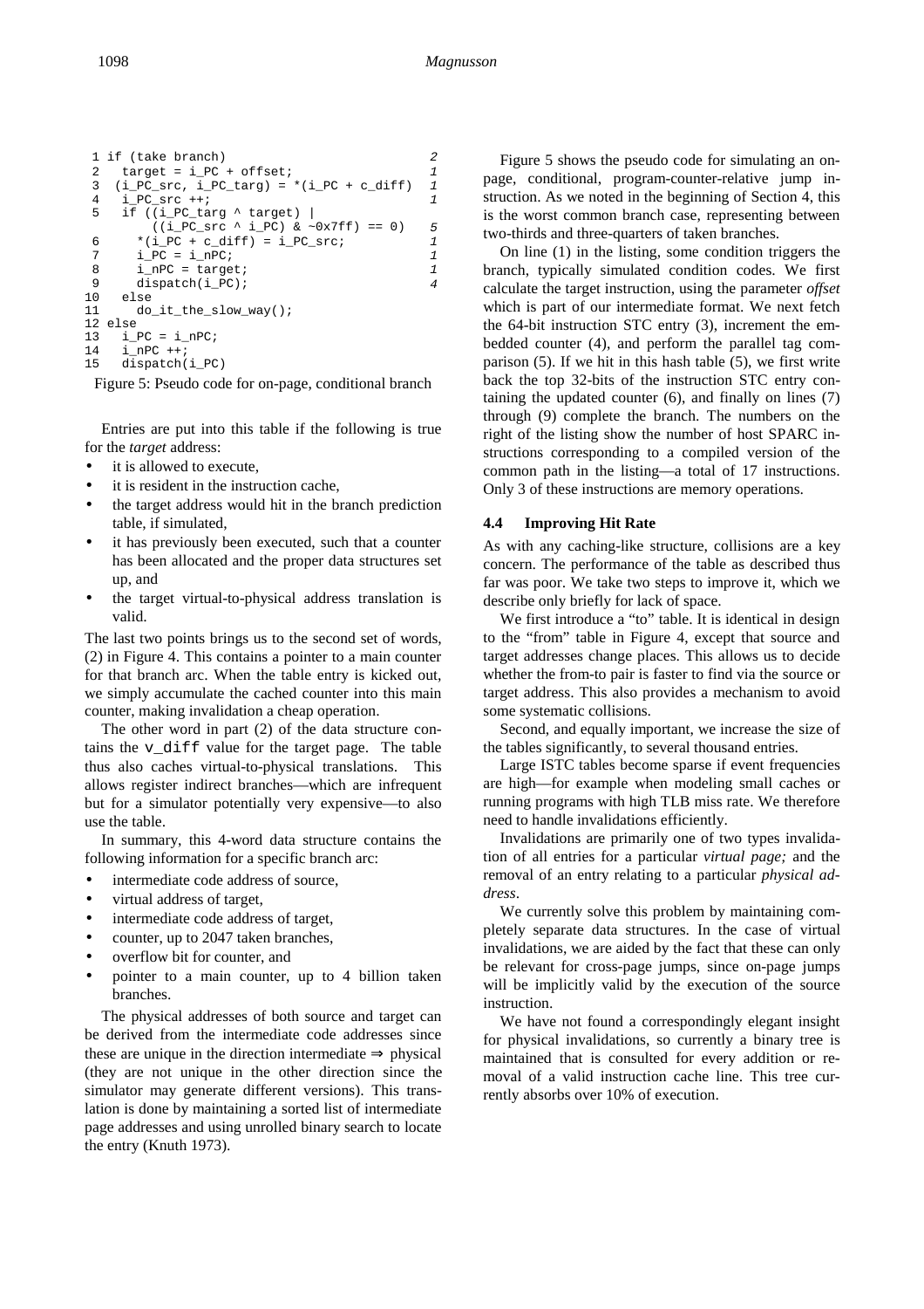```
 1 if (take branch)                              2
 2   target = i_PC + offset;                     1
 3  (i_PC_src, i_PC_targ) = *(i_PC + c_diff)    1
 4   i_PC_src ++;                                1
 5   if ((i_PC_targ ^ target) |
         ((i_PC_src ^ i_PC) & ~0x7ff) == 0)      5
 6     *(i_PC + c_diff) = i_PC_src;              1
 7     i_PC = i_nPC;                             1
 8     i_nPC = target;                           1
 9     dispatch(i_PC);                           4
10   else
11     do_it_the_slow_way();
12 else
13   i_PC = i_nPC;
14   i_nPC ++;
15   dispatch(i_PC)
```

Figure 5: Pseudo code for on-page, conditional branch

Entries are put into this table if the following is true for the *target* address:

- it is allowed to execute,
- it is resident in the instruction cache,
- the target address would hit in the branch prediction table, if simulated,
- it has previously been executed, such that a counter has been allocated and the proper data structures set up, and
- the target virtual-to-physical address translation is valid.

The last two points brings us to the second set of words, (2) in Figure 4. This contains a pointer to a main counter for that branch arc. When the table entry is kicked out, we simply accumulate the cached counter into this main counter, making invalidation a cheap operation.

The other word in part (2) of the data structure contains the `v_diff` value for the target page. The table thus also caches virtual-to-physical translations. This allows register indirect branches—which are infrequent but for a simulator potentially very expensive—to also use the table.

In summary, this 4-word data structure contains the following information for a specific branch arc:

- intermediate code address of source,
- virtual address of target,
- intermediate code address of target,
- counter, up to 2047 taken branches,
- overflow bit for counter, and
- pointer to a main counter, up to 4 billion taken branches.

The physical addresses of both source and target can be derived from the intermediate code addresses since these are unique in the direction intermediate ⇒ physical (they are not unique in the other direction since the simulator may generate different versions). This translation is done by maintaining a sorted list of intermediate page addresses and using unrolled binary search to locate the entry (Knuth 1973).

Figure 5 shows the pseudo code for simulating an on-page, conditional, program-counter-relative jump instruction. As we noted in the beginning of Section 4, this is the worst common branch case, representing between two-thirds and three-quarters of taken branches.

On line (1) in the listing, some condition triggers the branch, typically simulated condition codes. We first calculate the target instruction, using the parameter *offset* which is part of our intermediate format. We next fetch the 64-bit instruction STC entry (3), increment the embedded counter (4), and perform the parallel tag comparison (5). If we hit in this hash table (5), we first write back the top 32-bits of the instruction STC entry containing the updated counter (6), and finally on lines (7) through (9) complete the branch. The numbers on the right of the listing show the number of host SPARC instructions corresponding to a compiled version of the common path in the listing—a total of 17 instructions. Only 3 of these instructions are memory operations.

### 4.4 Improving Hit Rate

As with any caching-like structure, collisions are a key concern. The performance of the table as described thus far was poor. We take two steps to improve it, which we describe only briefly for lack of space.

We first introduce a "to" table. It is identical in design to the "from" table in Figure 4, except that source and target addresses change places. This allows us to decide whether the from-to pair is faster to find via the source or target address. This also provides a mechanism to avoid some systematic collisions.

Second, and equally important, we increase the size of the tables significantly, to several thousand entries.

Large ISTC tables become sparse if event frequencies are high—for example when modeling small caches or running programs with high TLB miss rate. We therefore need to handle invalidations efficiently.

Invalidations are primarily one of two types invalidation of all entries for a particular *virtual page;* and the removal of an entry relating to a particular *physical address*.

We currently solve this problem by maintaining completely separate data structures. In the case of virtual invalidations, we are aided by the fact that these can only be relevant for cross-page jumps, since on-page jumps will be implicitly valid by the execution of the source instruction.

We have not found a correspondingly elegant insight for physical invalidations, so currently a binary tree is maintained that is consulted for every addition or removal of a valid instruction cache line. This tree currently absorbs over 10% of execution.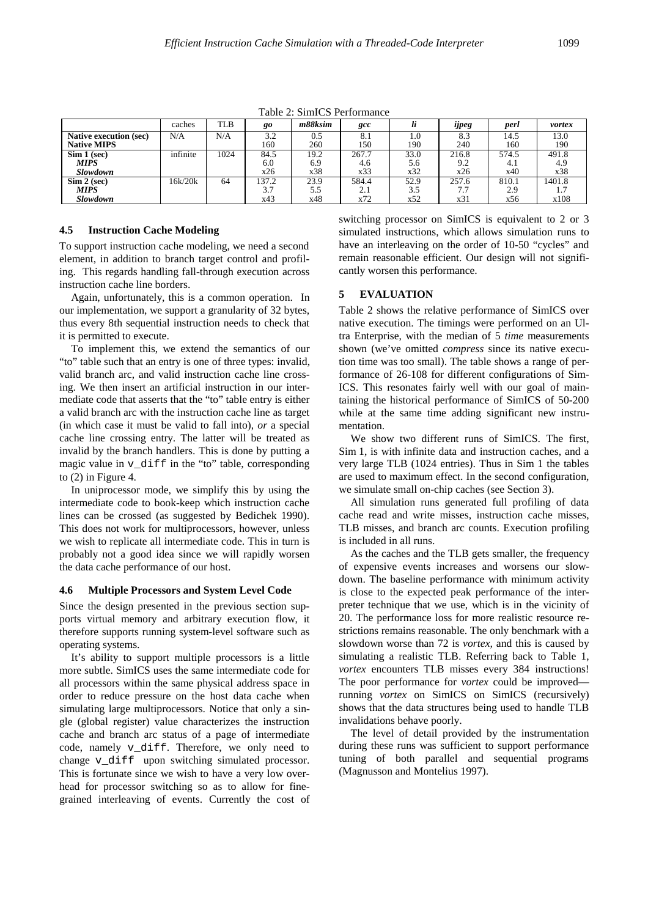Table 2: SimICS Performance

| | caches | TLB | *go* | *m88ksim* | *gcc* | *li* | *ijpeg* | *perl* | *vortex* |
|---|---|---|---|---|---|---|---|---|---|
| **Native execution (sec)** | N/A | N/A | 3.2 | 0.5 | 8.1 | 1.0 | 8.3 | 14.5 | 13.0 |
| **Native MIPS** | | | 160 | 260 | 150 | 190 | 240 | 160 | 190 |
| **Sim 1 (sec)** | infinite | 1024 | 84.5 | 19.2 | 267.7 | 33.0 | 216.8 | 574.5 | 491.8 |
| ***MIPS*** | | | 6.0 | 6.9 | 4.6 | 5.6 | 9.2 | 4.1 | 4.9 |
| ***Slowdown*** | | | x26 | x38 | x33 | x32 | x26 | x40 | x38 |
| **Sim 2 (sec)** | 16k/20k | 64 | 137.2 | 23.9 | 584.4 | 52.9 | 257.6 | 810.1 | 1401.8 |
| ***MIPS*** | | | 3.7 | 5.5 | 2.1 | 3.5 | 7.7 | 2.9 | 1.7 |
| ***Slowdown*** | | | x43 | x48 | x72 | x52 | x31 | x56 | x108 |

### 4.5 Instruction Cache Modeling

To support instruction cache modeling, we need a second element, in addition to branch target control and profiling. This regards handling fall-through execution across instruction cache line borders.

Again, unfortunately, this is a common operation. In our implementation, we support a granularity of 32 bytes, thus every 8th sequential instruction needs to check that it is permitted to execute.

To implement this, we extend the semantics of our "to" table such that an entry is one of three types: invalid, valid branch arc, and valid instruction cache line crossing. We then insert an artificial instruction in our intermediate code that asserts that the "to" table entry is either a valid branch arc with the instruction cache line as target (in which case it must be valid to fall into), *or* a special cache line crossing entry. The latter will be treated as invalid by the branch handlers. This is done by putting a magic value in `v_diff` in the "to" table, corresponding to (2) in Figure 4.

In uniprocessor mode, we simplify this by using the intermediate code to book-keep which instruction cache lines can be crossed (as suggested by Bedichek 1990). This does not work for multiprocessors, however, unless we wish to replicate all intermediate code. This in turn is probably not a good idea since we will rapidly worsen the data cache performance of our host.

### 4.6 Multiple Processors and System Level Code

Since the design presented in the previous section supports virtual memory and arbitrary execution flow, it therefore supports running system-level software such as operating systems.

It's ability to support multiple processors is a little more subtle. SimICS uses the same intermediate code for all processors within the same physical address space in order to reduce pressure on the host data cache when simulating large multiprocessors. Notice that only a single (global register) value characterizes the instruction cache and branch arc status of a page of intermediate code, namely `v_diff`. Therefore, we only need to change `v_diff` upon switching simulated processor. This is fortunate since we wish to have a very low overhead for processor switching so as to allow for fine-grained interleaving of events. Currently the cost of switching processor on SimICS is equivalent to 2 or 3 simulated instructions, which allows simulation runs to have an interleaving on the order of 10-50 "cycles" and remain reasonable efficient. Our design will not significantly worsen this performance.

## 5 EVALUATION

Table 2 shows the relative performance of SimICS over native execution. The timings were performed on an Ultra Enterprise, with the median of 5 *time* measurements shown (we've omitted *compress* since its native execution time was too small). The table shows a range of performance of 26-108 for different configurations of SimICS. This resonates fairly well with our goal of maintaining the historical performance of SimICS of 50-200 while at the same time adding significant new instrumentation.

We show two different runs of SimICS. The first, Sim 1, is with infinite data and instruction caches, and a very large TLB (1024 entries). Thus in Sim 1 the tables are used to maximum effect. In the second configuration, we simulate small on-chip caches (see Section 3).

All simulation runs generated full profiling of data cache read and write misses, instruction cache misses, TLB misses, and branch arc counts. Execution profiling is included in all runs.

As the caches and the TLB gets smaller, the frequency of expensive events increases and worsens our slowdown. The baseline performance with minimum activity is close to the expected peak performance of the interpreter technique that we use, which is in the vicinity of 20. The performance loss for more realistic resource restrictions remains reasonable. The only benchmark with a slowdown worse than 72 is *vortex,* and this is caused by simulating a realistic TLB. Referring back to Table 1, *vortex* encounters TLB misses every 384 instructions! The poor performance for *vortex* could be improved—running *vortex* on SimICS on SimICS (recursively) shows that the data structures being used to handle TLB invalidations behave poorly.

The level of detail provided by the instrumentation during these runs was sufficient to support performance tuning of both parallel and sequential programs (Magnusson and Montelius 1997).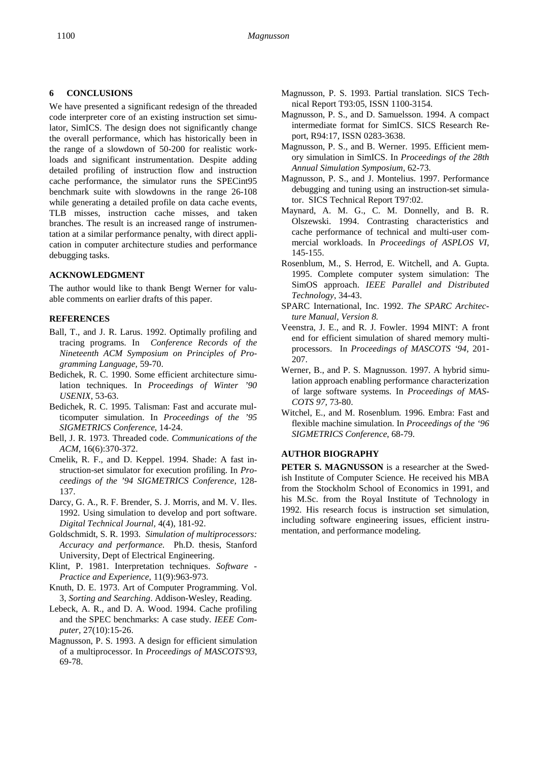## 6 CONCLUSIONS

We have presented a significant redesign of the threaded code interpreter core of an existing instruction set simulator, SimICS. The design does not significantly change the overall performance, which has historically been in the range of a slowdown of 50-200 for realistic workloads and significant instrumentation. Despite adding detailed profiling of instruction flow and instruction cache performance, the simulator runs the SPECint95 benchmark suite with slowdowns in the range 26-108 while generating a detailed profile on data cache events, TLB misses, instruction cache misses, and taken branches. The result is an increased range of instrumentation at a similar performance penalty, with direct application in computer architecture studies and performance debugging tasks.

## ACKNOWLEDGMENT

The author would like to thank Bengt Werner for valuable comments on earlier drafts of this paper.

## REFERENCES

Ball, T., and J. R. Larus. 1992. Optimally profiling and tracing programs. In *Conference Records of the Nineteenth ACM Symposium on Principles of Programming Language,* 59-70.

Bedichek, R. C. 1990. Some efficient architecture simulation techniques. In *Proceedings of Winter '90 USENIX*, 53-63.

Bedichek, R. C. 1995. Talisman: Fast and accurate multicomputer simulation. In *Proceedings of the '95 SIGMETRICS Conference*, 14-24.

Bell, J. R. 1973. Threaded code. *Communications of the ACM,* 16(6):370-372.

Cmelik, R. F., and D. Keppel. 1994. Shade: A fast instruction-set simulator for execution profiling. In *Proceedings of the '94 SIGMETRICS Conference,* 128-137.

Darcy, G. A., R. F. Brender, S. J. Morris, and M. V. Iles. 1992. Using simulation to develop and port software. *Digital Technical Journal,* 4(4), 181-92.

Goldschmidt, S. R. 1993. *Simulation of multiprocessors: Accuracy and performance.* Ph.D. thesis, Stanford University, Dept of Electrical Engineering.

Klint, P. 1981. Interpretation techniques. *Software - Practice and Experience,* 11(9):963-973.

Knuth, D. E. 1973. Art of Computer Programming. Vol. 3, *Sorting and Searching*. Addison-Wesley, Reading.

Lebeck, A. R., and D. A. Wood. 1994. Cache profiling and the SPEC benchmarks: A case study. *IEEE Computer*, 27(10):15-26.

Magnusson, P. S. 1993. A design for efficient simulation of a multiprocessor. In *Proceedings of MASCOTS'93*, 69-78.

Magnusson, P. S. 1993. Partial translation. SICS Technical Report T93:05, ISSN 1100-3154.

Magnusson, P. S., and D. Samuelsson. 1994. A compact intermediate format for SimICS. SICS Research Report, R94:17, ISSN 0283-3638.

Magnusson, P. S., and B. Werner. 1995. Efficient memory simulation in SimICS. In *Proceedings of the 28th Annual Simulation Symposium*, 62-73.

Magnusson, P. S., and J. Montelius. 1997. Performance debugging and tuning using an instruction-set simulator. SICS Technical Report T97:02.

Maynard, A. M. G., C. M. Donnelly, and B. R. Olszewski. 1994. Contrasting characteristics and cache performance of technical and multi-user commercial workloads. In *Proceedings of ASPLOS VI,* 145-155.

Rosenblum, M., S. Herrod, E. Witchell, and A. Gupta. 1995. Complete computer system simulation: The SimOS approach. *IEEE Parallel and Distributed Technology*, 34-43.

SPARC International, Inc. 1992. *The SPARC Architecture Manual, Version 8.*

Veenstra, J. E., and R. J. Fowler. 1994 MINT: A front end for efficient simulation of shared memory multiprocessors. In *Proceedings of MASCOTS '94,* 201-207.

Werner, B., and P. S. Magnusson. 1997. A hybrid simulation approach enabling performance characterization of large software systems. In *Proceedings of MASCOTS 97,* 73-80.

Witchel, E., and M. Rosenblum. 1996. Embra: Fast and flexible machine simulation. In *Proceedings of the '96 SIGMETRICS Conference*, 68-79.

## AUTHOR BIOGRAPHY

**PETER S. MAGNUSSON** is a researcher at the Swedish Institute of Computer Science. He received his MBA from the Stockholm School of Economics in 1991, and his M.Sc. from the Royal Institute of Technology in 1992. His research focus is instruction set simulation, including software engineering issues, efficient instrumentation, and performance modeling.